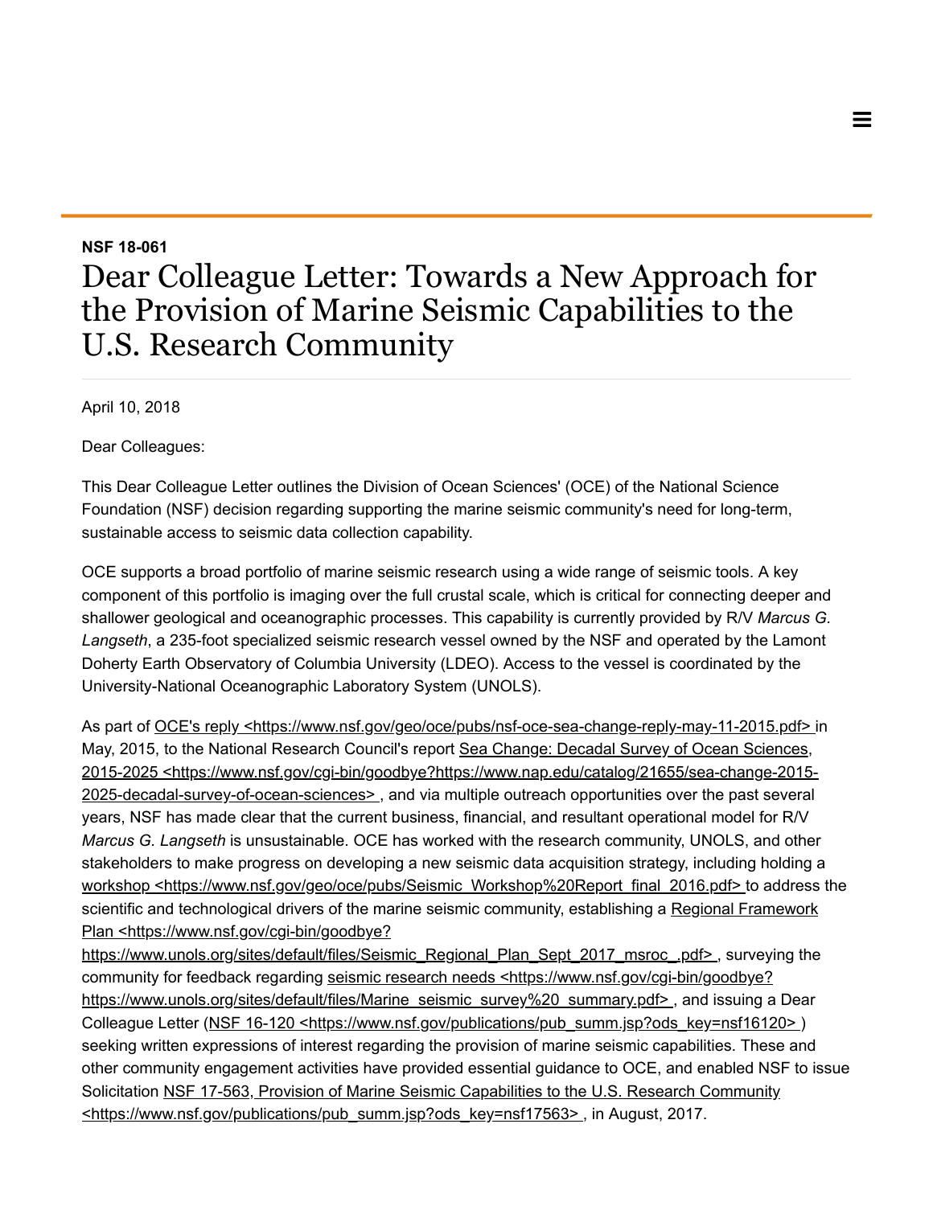**NSF 18-061**

# Dear Colleague Letter: Towards a New Approach for the Provision of Marine Seismic Capabilities to the U.S. Research Community

April 10, 2018

Dear Colleagues:

This Dear Colleague Letter outlines the Division of Ocean Sciences' (OCE) of the National Science Foundation (NSF) decision regarding supporting the marine seismic community's need for long-term, sustainable access to seismic data collection capability.

OCE supports a broad portfolio of marine seismic research using a wide range of seismic tools. A key component of this portfolio is imaging over the full crustal scale, which is critical for connecting deeper and shallower geological and oceanographic processes. This capability is currently provided by R/V *Marcus G. Langseth*, a 235-foot specialized seismic research vessel owned by the NSF and operated by the Lamont Doherty Earth Observatory of Columbia University (LDEO). Access to the vessel is coordinated by the University-National Oceanographic Laboratory System (UNOLS).

As part of OCE's reply <https://www.nsf.gov/geo/oce/pubs/nsf-oce-sea-change-reply-may-11-2015.pdf> in May, 2015, to the National Research Council's report Sea Change: Decadal Survey of Ocean Sciences, 2015-2025 <https://www.nsf.gov/cgi-bin/goodbye?https://www.nap.edu/catalog/21655/sea-change-2015-2025-decadal-survey-of-ocean-sciences> , and via multiple outreach opportunities over the past several years, NSF has made clear that the current business, financial, and resultant operational model for R/V *Marcus G. Langseth* is unsustainable. OCE has worked with the research community, UNOLS, and other stakeholders to make progress on developing a new seismic data acquisition strategy, including holding a workshop <https://www.nsf.gov/geo/oce/pubs/Seismic_Workshop%20Report_final_2016.pdf> to address the scientific and technological drivers of the marine seismic community, establishing a Regional Framework Plan <https://www.nsf.gov/cgi-bin/goodbye?https://www.unols.org/sites/default/files/Seismic_Regional_Plan_Sept_2017_msroc_.pdf> , surveying the community for feedback regarding seismic research needs <https://www.nsf.gov/cgi-bin/goodbye?https://www.unols.org/sites/default/files/Marine_seismic_survey%20_summary.pdf> , and issuing a Dear Colleague Letter (NSF 16-120 <https://www.nsf.gov/publications/pub_summ.jsp?ods_key=nsf16120> ) seeking written expressions of interest regarding the provision of marine seismic capabilities. These and other community engagement activities have provided essential guidance to OCE, and enabled NSF to issue Solicitation NSF 17-563, Provision of Marine Seismic Capabilities to the U.S. Research Community <https://www.nsf.gov/publications/pub_summ.jsp?ods_key=nsf17563> , in August, 2017.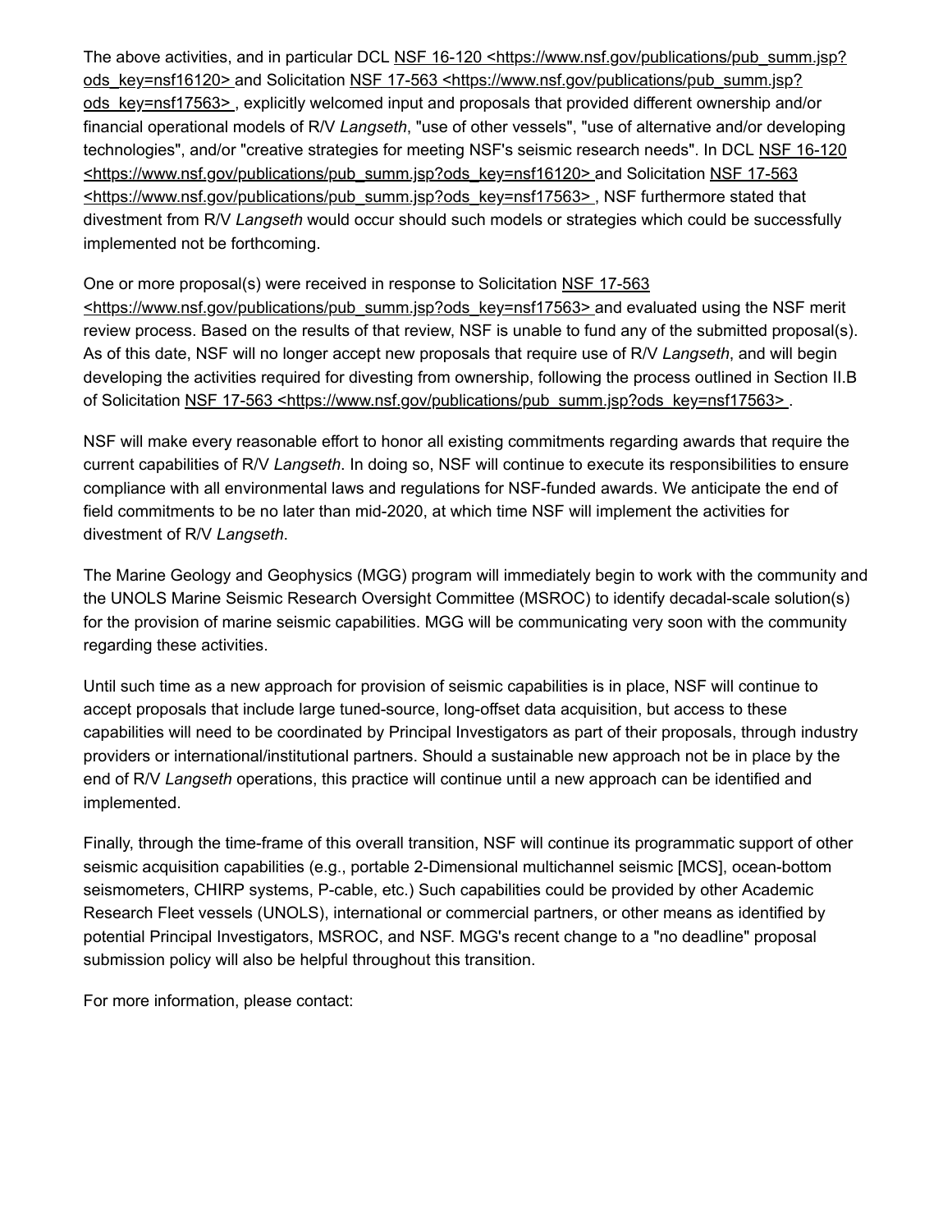The above activities, and in particular DCL [NSF 16-120 <https://www.nsf.gov/publications/pub_summ.jsp?ods_key=nsf16120>](https://www.nsf.gov/publications/pub_summ.jsp?ods_key=nsf16120) and Solicitation [NSF 17-563 <https://www.nsf.gov/publications/pub_summ.jsp?ods_key=nsf17563>](https://www.nsf.gov/publications/pub_summ.jsp?ods_key=nsf17563) , explicitly welcomed input and proposals that provided different ownership and/or financial operational models of R/V *Langseth*, "use of other vessels", "use of alternative and/or developing technologies", and/or "creative strategies for meeting NSF's seismic research needs". In DCL [NSF 16-120 <https://www.nsf.gov/publications/pub_summ.jsp?ods_key=nsf16120>](https://www.nsf.gov/publications/pub_summ.jsp?ods_key=nsf16120) and Solicitation [NSF 17-563 <https://www.nsf.gov/publications/pub_summ.jsp?ods_key=nsf17563>](https://www.nsf.gov/publications/pub_summ.jsp?ods_key=nsf17563) , NSF furthermore stated that divestment from R/V *Langseth* would occur should such models or strategies which could be successfully implemented not be forthcoming.

One or more proposal(s) were received in response to Solicitation [NSF 17-563 <https://www.nsf.gov/publications/pub_summ.jsp?ods_key=nsf17563>](https://www.nsf.gov/publications/pub_summ.jsp?ods_key=nsf17563) and evaluated using the NSF merit review process. Based on the results of that review, NSF is unable to fund any of the submitted proposal(s). As of this date, NSF will no longer accept new proposals that require use of R/V *Langseth*, and will begin developing the activities required for divesting from ownership, following the process outlined in Section II.B of Solicitation [NSF 17-563 <https://www.nsf.gov/publications/pub_summ.jsp?ods_key=nsf17563>](https://www.nsf.gov/publications/pub_summ.jsp?ods_key=nsf17563) .

NSF will make every reasonable effort to honor all existing commitments regarding awards that require the current capabilities of R/V *Langseth*. In doing so, NSF will continue to execute its responsibilities to ensure compliance with all environmental laws and regulations for NSF-funded awards. We anticipate the end of field commitments to be no later than mid-2020, at which time NSF will implement the activities for divestment of R/V *Langseth*.

The Marine Geology and Geophysics (MGG) program will immediately begin to work with the community and the UNOLS Marine Seismic Research Oversight Committee (MSROC) to identify decadal-scale solution(s) for the provision of marine seismic capabilities. MGG will be communicating very soon with the community regarding these activities.

Until such time as a new approach for provision of seismic capabilities is in place, NSF will continue to accept proposals that include large tuned-source, long-offset data acquisition, but access to these capabilities will need to be coordinated by Principal Investigators as part of their proposals, through industry providers or international/institutional partners. Should a sustainable new approach not be in place by the end of R/V *Langseth* operations, this practice will continue until a new approach can be identified and implemented.

Finally, through the time-frame of this overall transition, NSF will continue its programmatic support of other seismic acquisition capabilities (e.g., portable 2-Dimensional multichannel seismic [MCS], ocean-bottom seismometers, CHIRP systems, P-cable, etc.) Such capabilities could be provided by other Academic Research Fleet vessels (UNOLS), international or commercial partners, or other means as identified by potential Principal Investigators, MSROC, and NSF. MGG's recent change to a "no deadline" proposal submission policy will also be helpful throughout this transition.

For more information, please contact: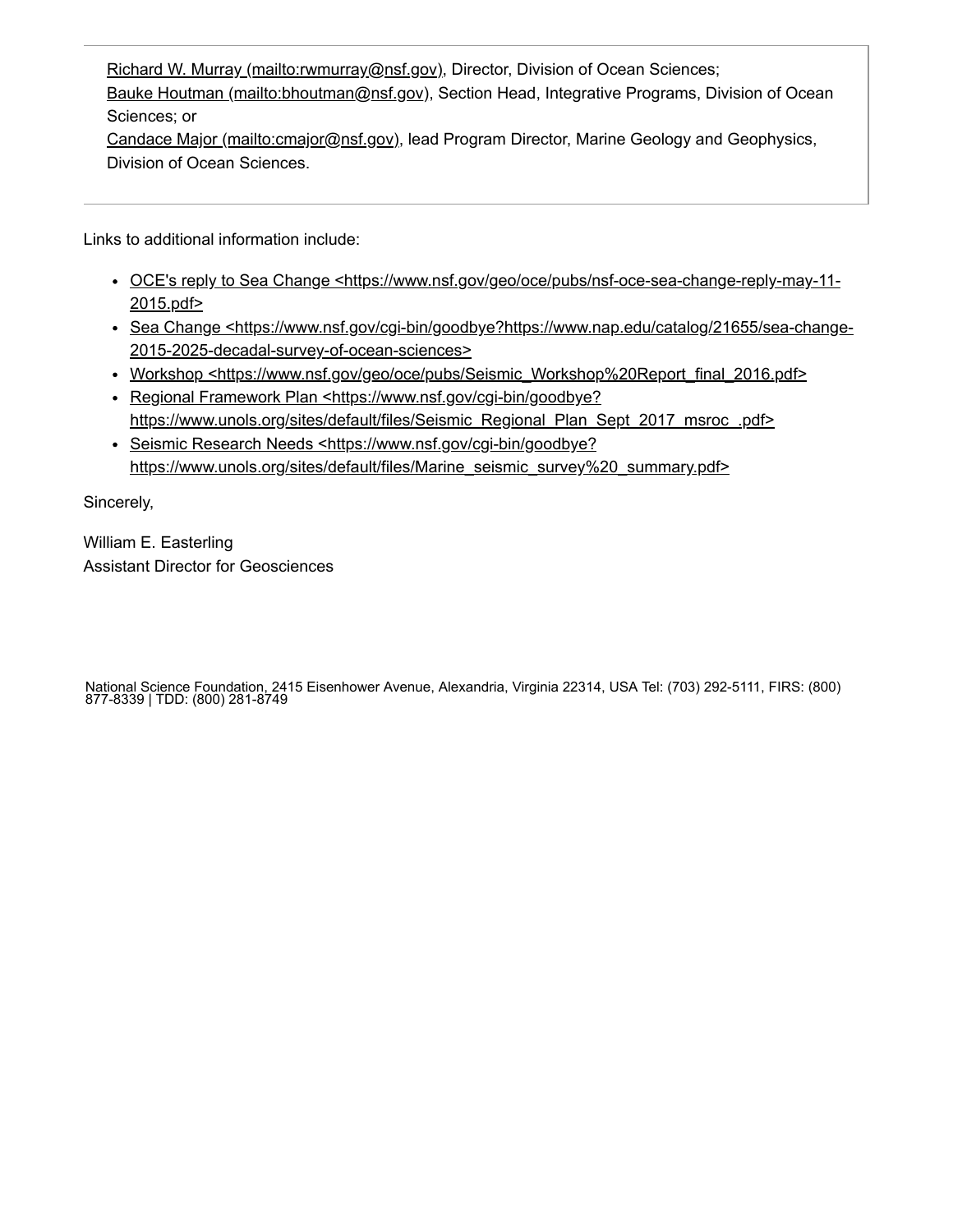[Richard W. Murray (mailto:rwmurray@nsf.gov)](mailto:rwmurray@nsf.gov), Director, Division of Ocean Sciences;
[Bauke Houtman (mailto:bhoutman@nsf.gov)](mailto:bhoutman@nsf.gov), Section Head, Integrative Programs, Division of Ocean Sciences; or
[Candace Major (mailto:cmajor@nsf.gov)](mailto:cmajor@nsf.gov), lead Program Director, Marine Geology and Geophysics, Division of Ocean Sciences.

Links to additional information include:

- OCE's reply to Sea Change <https://www.nsf.gov/geo/oce/pubs/nsf-oce-sea-change-reply-may-11-2015.pdf>
- Sea Change <https://www.nsf.gov/cgi-bin/goodbye?https://www.nap.edu/catalog/21655/sea-change-2015-2025-decadal-survey-of-ocean-sciences>
- Workshop <https://www.nsf.gov/geo/oce/pubs/Seismic_Workshop%20Report_final_2016.pdf>
- Regional Framework Plan <https://www.nsf.gov/cgi-bin/goodbye?https://www.unols.org/sites/default/files/Seismic_Regional_Plan_Sept_2017_msroc_.pdf>
- Seismic Research Needs <https://www.nsf.gov/cgi-bin/goodbye?https://www.unols.org/sites/default/files/Marine_seismic_survey%20_summary.pdf>

Sincerely,

William E. Easterling
Assistant Director for Geosciences

National Science Foundation, 2415 Eisenhower Avenue, Alexandria, Virginia 22314, USA Tel: (703) 292-5111, FIRS: (800) 877-8339 | TDD: (800) 281-8749